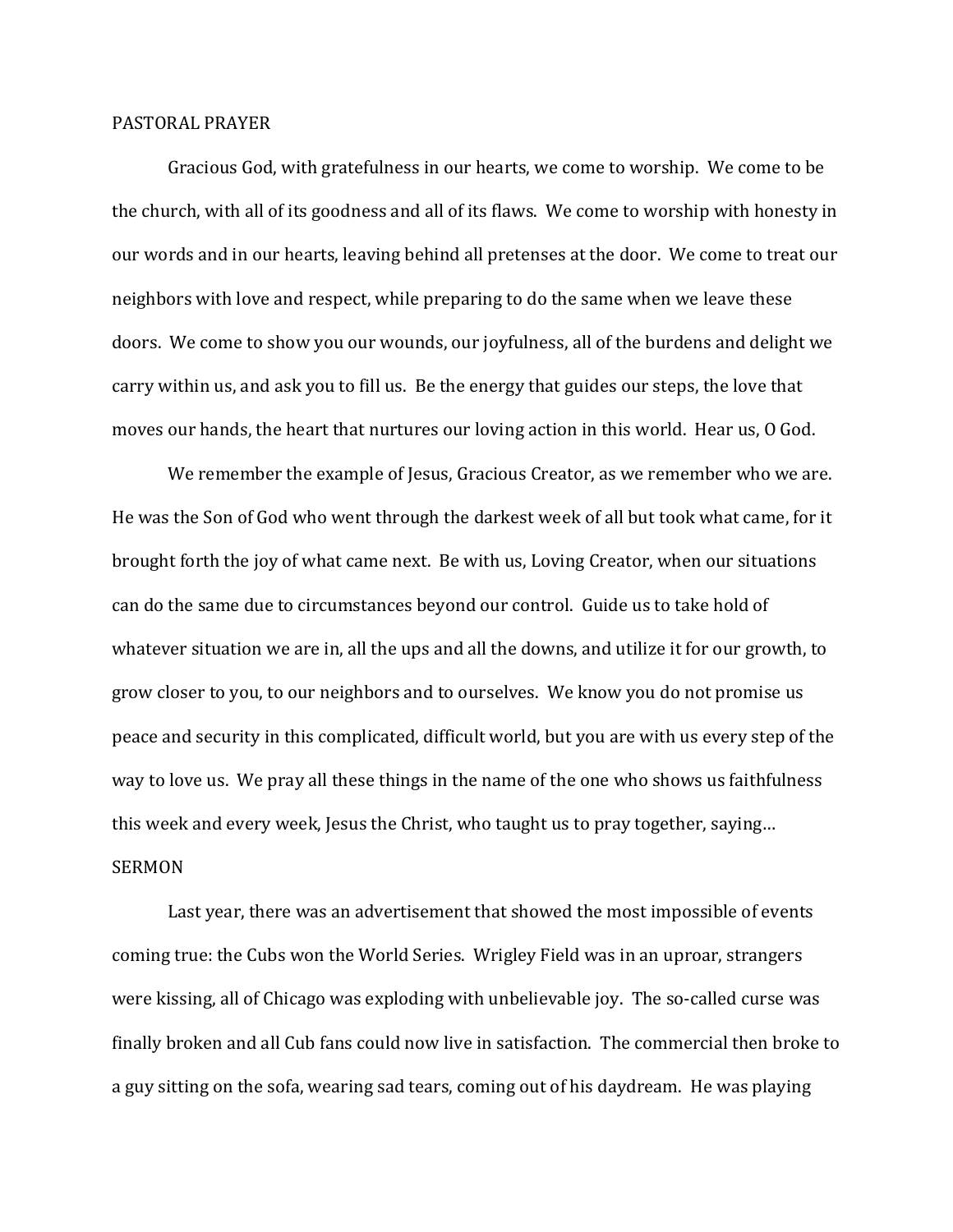PASTORAL PRAYER

Gracious God, with gratefulness in our hearts, we come to worship. We come to be the church, with all of its goodness and all of its flaws. We come to worship with honesty in our words and in our hearts, leaving behind all pretenses at the door. We come to treat our neighbors with love and respect, while preparing to do the same when we leave these doors. We come to show you our wounds, our joyfulness, all of the burdens and delight we carry within us, and ask you to fill us. Be the energy that guides our steps, the love that moves our hands, the heart that nurtures our loving action in this world. Hear us, O God.

We remember the example of Jesus, Gracious Creator, as we remember who we are. He was the Son of God who went through the darkest week of all but took what came, for it brought forth the joy of what came next. Be with us, Loving Creator, when our situations can do the same due to circumstances beyond our control. Guide us to take hold of whatever situation we are in, all the ups and all the downs, and utilize it for our growth, to grow closer to you, to our neighbors and to ourselves. We know you do not promise us peace and security in this complicated, difficult world, but you are with us every step of the way to love us. We pray all these things in the name of the one who shows us faithfulness this week and every week, Jesus the Christ, who taught us to pray together, saying…

SERMON

Last year, there was an advertisement that showed the most impossible of events coming true: the Cubs won the World Series. Wrigley Field was in an uproar, strangers were kissing, all of Chicago was exploding with unbelievable joy. The so-called curse was finally broken and all Cub fans could now live in satisfaction. The commercial then broke to a guy sitting on the sofa, wearing sad tears, coming out of his daydream. He was playing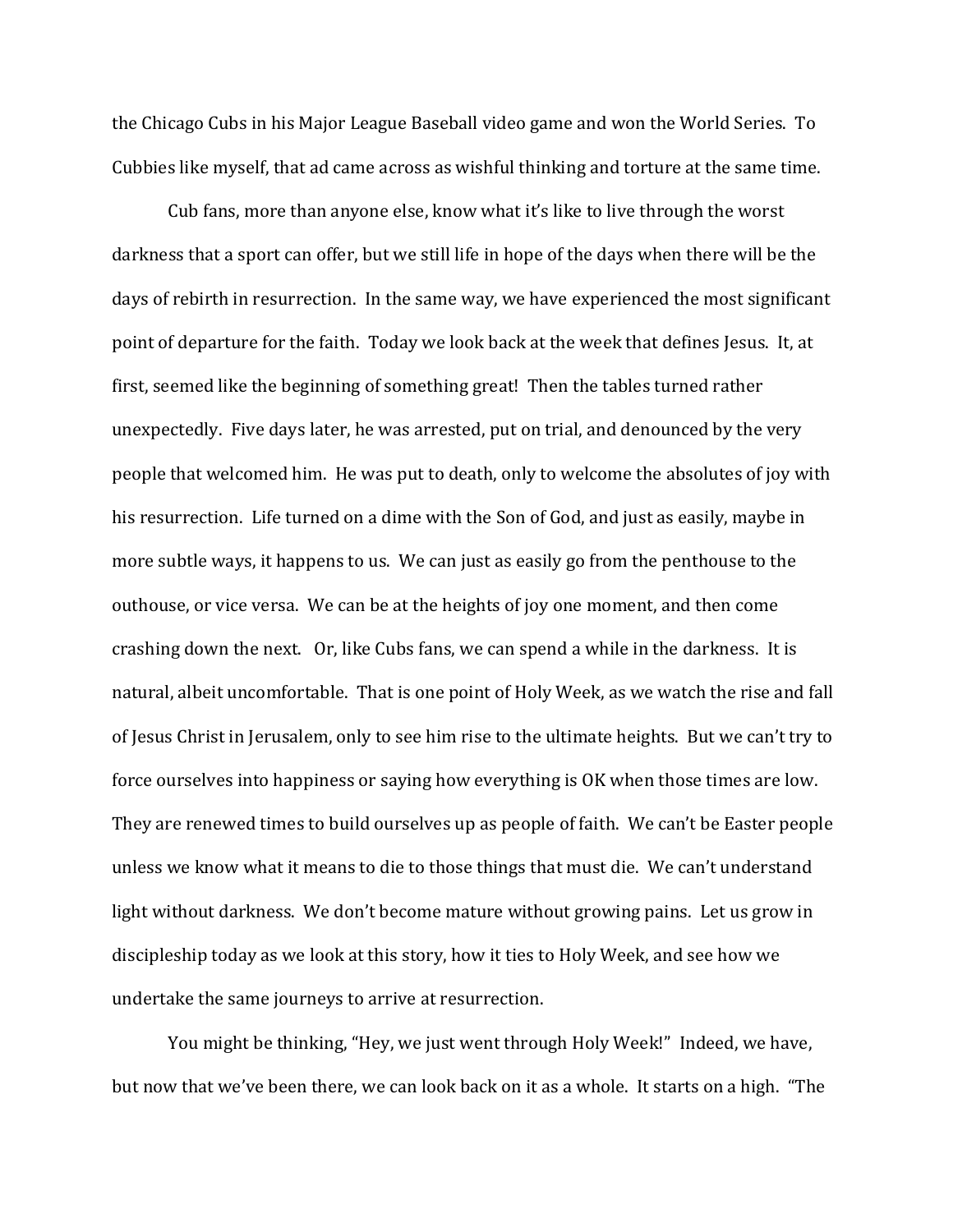the Chicago Cubs in his Major League Baseball video game and won the World Series. To Cubbies like myself, that ad came across as wishful thinking and torture at the same time.

Cub fans, more than anyone else, know what it's like to live through the worst darkness that a sport can offer, but we still life in hope of the days when there will be the days of rebirth in resurrection. In the same way, we have experienced the most significant point of departure for the faith. Today we look back at the week that defines Jesus. It, at first, seemed like the beginning of something great! Then the tables turned rather unexpectedly. Five days later, he was arrested, put on trial, and denounced by the very people that welcomed him. He was put to death, only to welcome the absolutes of joy with his resurrection. Life turned on a dime with the Son of God, and just as easily, maybe in more subtle ways, it happens to us. We can just as easily go from the penthouse to the outhouse, or vice versa. We can be at the heights of joy one moment, and then come crashing down the next. Or, like Cubs fans, we can spend a while in the darkness. It is natural, albeit uncomfortable. That is one point of Holy Week, as we watch the rise and fall of Jesus Christ in Jerusalem, only to see him rise to the ultimate heights. But we can't try to force ourselves into happiness or saying how everything is OK when those times are low. They are renewed times to build ourselves up as people of faith. We can't be Easter people unless we know what it means to die to those things that must die. We can't understand light without darkness. We don't become mature without growing pains. Let us grow in discipleship today as we look at this story, how it ties to Holy Week, and see how we undertake the same journeys to arrive at resurrection.

You might be thinking, "Hey, we just went through Holy Week!" Indeed, we have, but now that we've been there, we can look back on it as a whole. It starts on a high. "The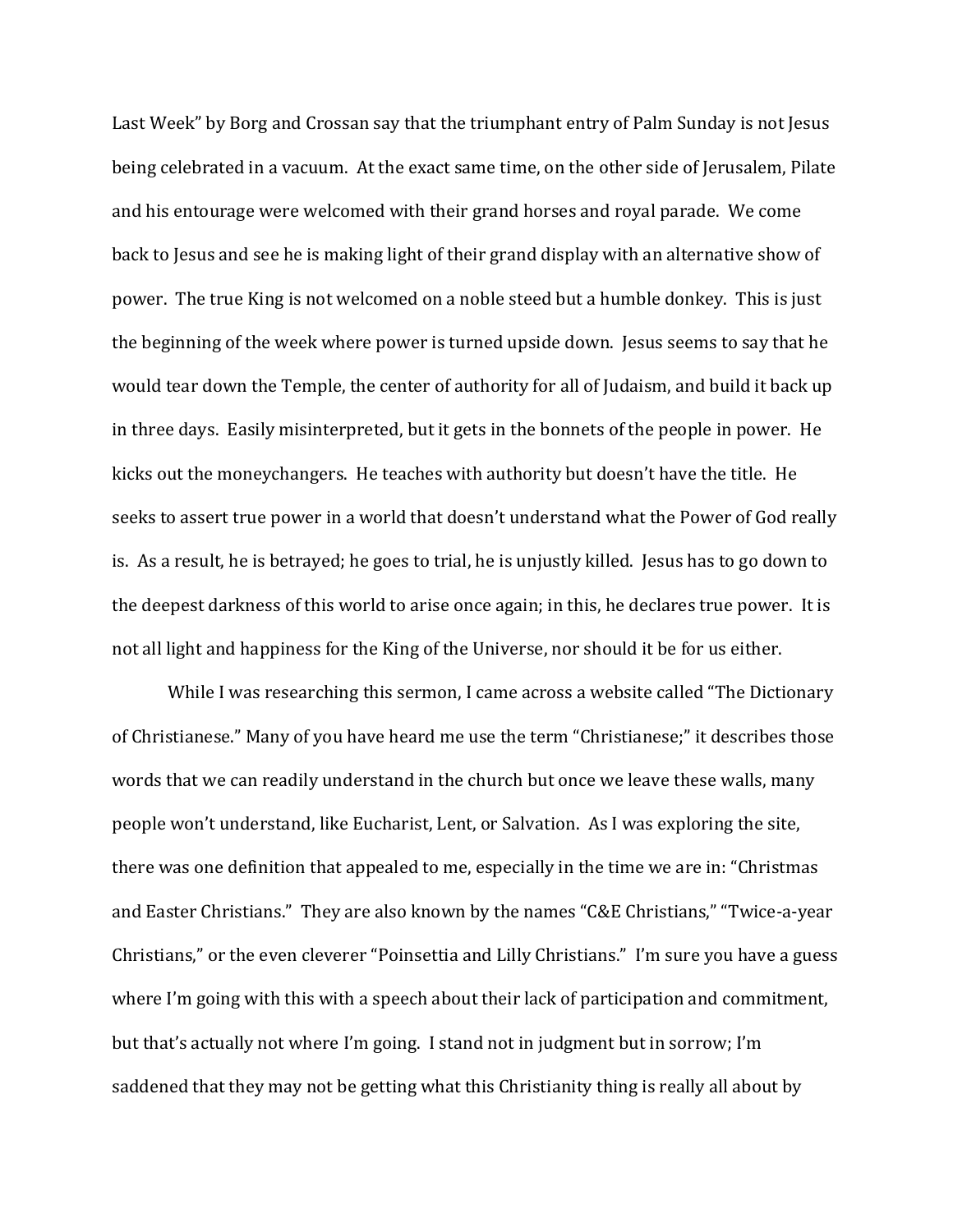Last Week" by Borg and Crossan say that the triumphant entry of Palm Sunday is not Jesus being celebrated in a vacuum. At the exact same time, on the other side of Jerusalem, Pilate and his entourage were welcomed with their grand horses and royal parade. We come back to Jesus and see he is making light of their grand display with an alternative show of power. The true King is not welcomed on a noble steed but a humble donkey. This is just the beginning of the week where power is turned upside down. Jesus seems to say that he would tear down the Temple, the center of authority for all of Judaism, and build it back up in three days. Easily misinterpreted, but it gets in the bonnets of the people in power. He kicks out the moneychangers. He teaches with authority but doesn't have the title. He seeks to assert true power in a world that doesn't understand what the Power of God really is. As a result, he is betrayed; he goes to trial, he is unjustly killed. Jesus has to go down to the deepest darkness of this world to arise once again; in this, he declares true power. It is not all light and happiness for the King of the Universe, nor should it be for us either.

While I was researching this sermon, I came across a website called "The Dictionary of Christianese." Many of you have heard me use the term "Christianese;" it describes those words that we can readily understand in the church but once we leave these walls, many people won't understand, like Eucharist, Lent, or Salvation. As I was exploring the site, there was one definition that appealed to me, especially in the time we are in: "Christmas and Easter Christians." They are also known by the names "C&E Christians," "Twice-a-year Christians," or the even cleverer "Poinsettia and Lilly Christians." I'm sure you have a guess where I'm going with this with a speech about their lack of participation and commitment, but that's actually not where I'm going. I stand not in judgment but in sorrow; I'm saddened that they may not be getting what this Christianity thing is really all about by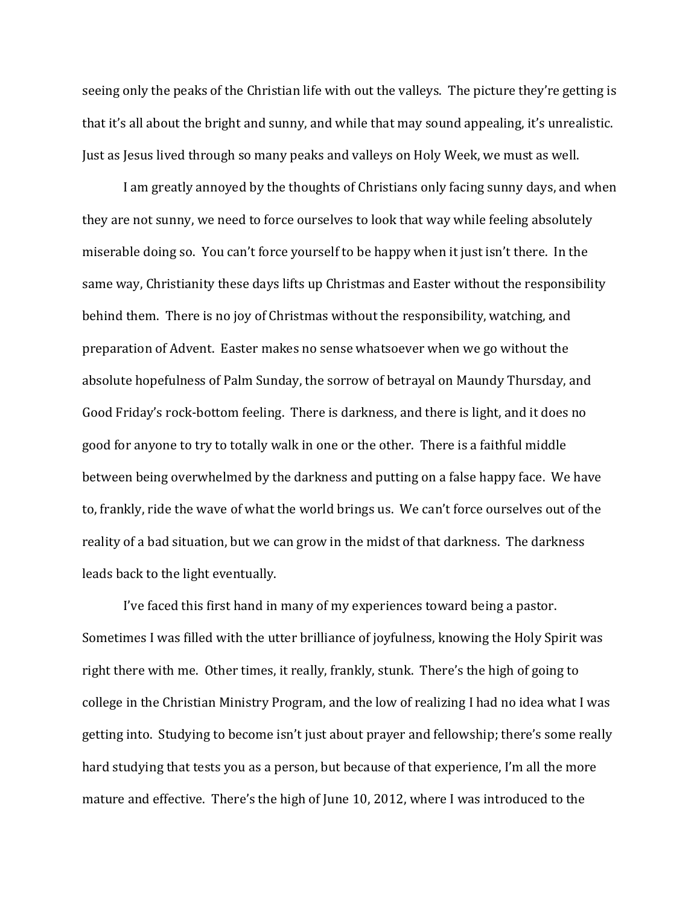seeing only the peaks of the Christian life with out the valleys. The picture they're getting is that it's all about the bright and sunny, and while that may sound appealing, it's unrealistic. Just as Jesus lived through so many peaks and valleys on Holy Week, we must as well.

I am greatly annoyed by the thoughts of Christians only facing sunny days, and when they are not sunny, we need to force ourselves to look that way while feeling absolutely miserable doing so. You can't force yourself to be happy when it just isn't there. In the same way, Christianity these days lifts up Christmas and Easter without the responsibility behind them. There is no joy of Christmas without the responsibility, watching, and preparation of Advent. Easter makes no sense whatsoever when we go without the absolute hopefulness of Palm Sunday, the sorrow of betrayal on Maundy Thursday, and Good Friday's rock-bottom feeling. There is darkness, and there is light, and it does no good for anyone to try to totally walk in one or the other. There is a faithful middle between being overwhelmed by the darkness and putting on a false happy face. We have to, frankly, ride the wave of what the world brings us. We can't force ourselves out of the reality of a bad situation, but we can grow in the midst of that darkness. The darkness leads back to the light eventually.

I've faced this first hand in many of my experiences toward being a pastor. Sometimes I was filled with the utter brilliance of joyfulness, knowing the Holy Spirit was right there with me. Other times, it really, frankly, stunk. There's the high of going to college in the Christian Ministry Program, and the low of realizing I had no idea what I was getting into. Studying to become isn't just about prayer and fellowship; there's some really hard studying that tests you as a person, but because of that experience, I'm all the more mature and effective. There's the high of June 10, 2012, where I was introduced to the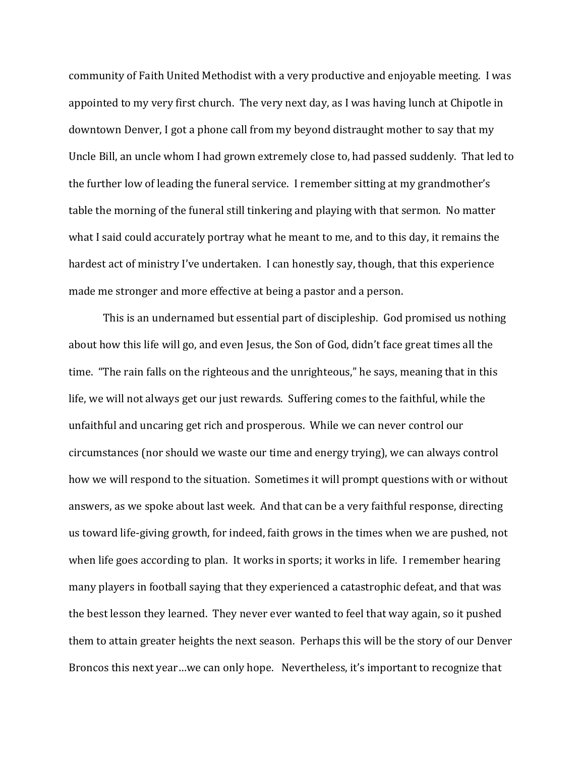community of Faith United Methodist with a very productive and enjoyable meeting. I was appointed to my very first church. The very next day, as I was having lunch at Chipotle in downtown Denver, I got a phone call from my beyond distraught mother to say that my Uncle Bill, an uncle whom I had grown extremely close to, had passed suddenly. That led to the further low of leading the funeral service. I remember sitting at my grandmother's table the morning of the funeral still tinkering and playing with that sermon. No matter what I said could accurately portray what he meant to me, and to this day, it remains the hardest act of ministry I've undertaken. I can honestly say, though, that this experience made me stronger and more effective at being a pastor and a person.

This is an undernamed but essential part of discipleship. God promised us nothing about how this life will go, and even Jesus, the Son of God, didn't face great times all the time. "The rain falls on the righteous and the unrighteous," he says, meaning that in this life, we will not always get our just rewards. Suffering comes to the faithful, while the unfaithful and uncaring get rich and prosperous. While we can never control our circumstances (nor should we waste our time and energy trying), we can always control how we will respond to the situation. Sometimes it will prompt questions with or without answers, as we spoke about last week. And that can be a very faithful response, directing us toward life-giving growth, for indeed, faith grows in the times when we are pushed, not when life goes according to plan. It works in sports; it works in life. I remember hearing many players in football saying that they experienced a catastrophic defeat, and that was the best lesson they learned. They never ever wanted to feel that way again, so it pushed them to attain greater heights the next season. Perhaps this will be the story of our Denver Broncos this next year…we can only hope. Nevertheless, it's important to recognize that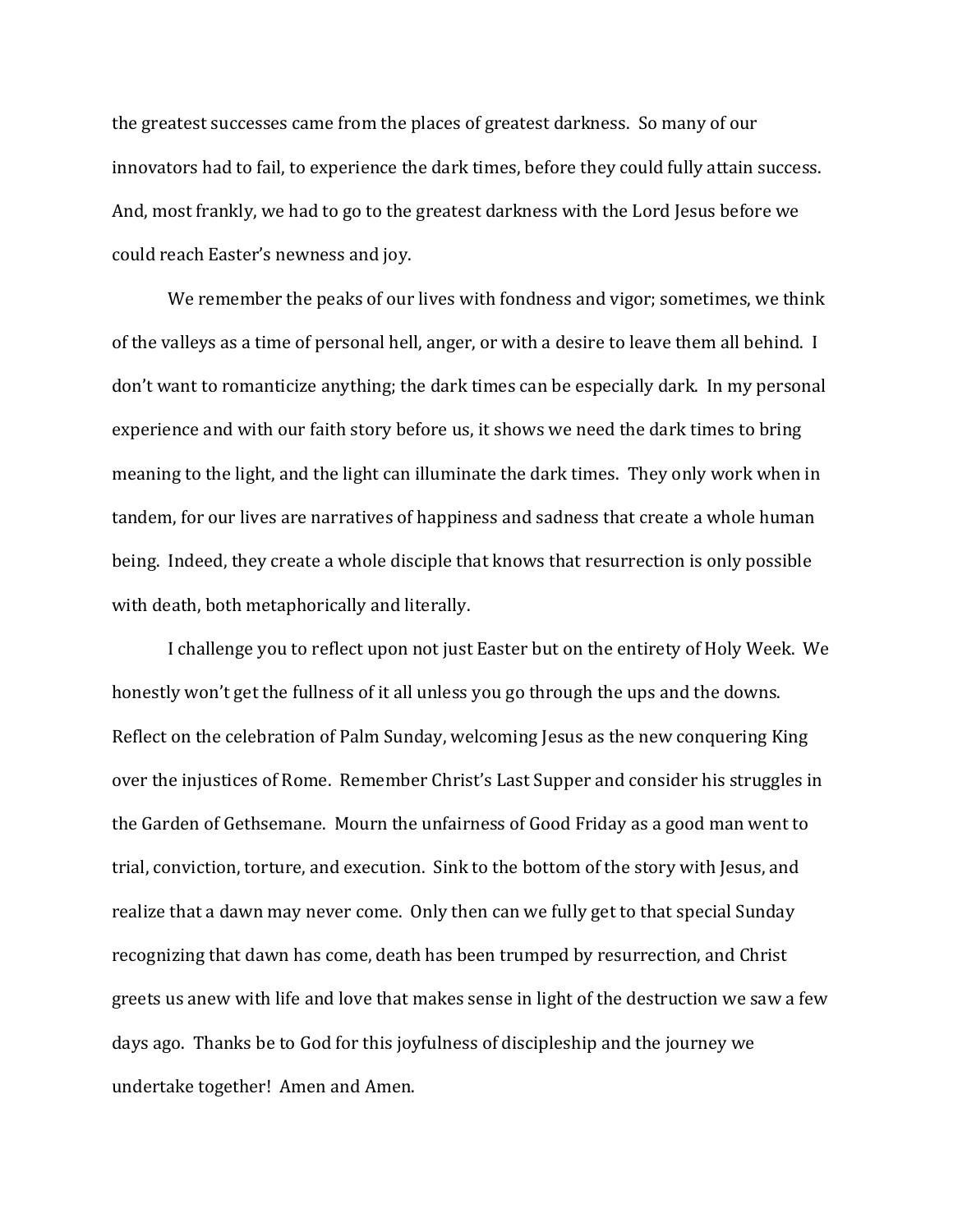the greatest successes came from the places of greatest darkness. So many of our innovators had to fail, to experience the dark times, before they could fully attain success. And, most frankly, we had to go to the greatest darkness with the Lord Jesus before we could reach Easter's newness and joy.

We remember the peaks of our lives with fondness and vigor; sometimes, we think of the valleys as a time of personal hell, anger, or with a desire to leave them all behind. I don't want to romanticize anything; the dark times can be especially dark. In my personal experience and with our faith story before us, it shows we need the dark times to bring meaning to the light, and the light can illuminate the dark times. They only work when in tandem, for our lives are narratives of happiness and sadness that create a whole human being. Indeed, they create a whole disciple that knows that resurrection is only possible with death, both metaphorically and literally.

I challenge you to reflect upon not just Easter but on the entirety of Holy Week. We honestly won't get the fullness of it all unless you go through the ups and the downs. Reflect on the celebration of Palm Sunday, welcoming Jesus as the new conquering King over the injustices of Rome. Remember Christ's Last Supper and consider his struggles in the Garden of Gethsemane. Mourn the unfairness of Good Friday as a good man went to trial, conviction, torture, and execution. Sink to the bottom of the story with Jesus, and realize that a dawn may never come. Only then can we fully get to that special Sunday recognizing that dawn has come, death has been trumped by resurrection, and Christ greets us anew with life and love that makes sense in light of the destruction we saw a few days ago. Thanks be to God for this joyfulness of discipleship and the journey we undertake together! Amen and Amen.